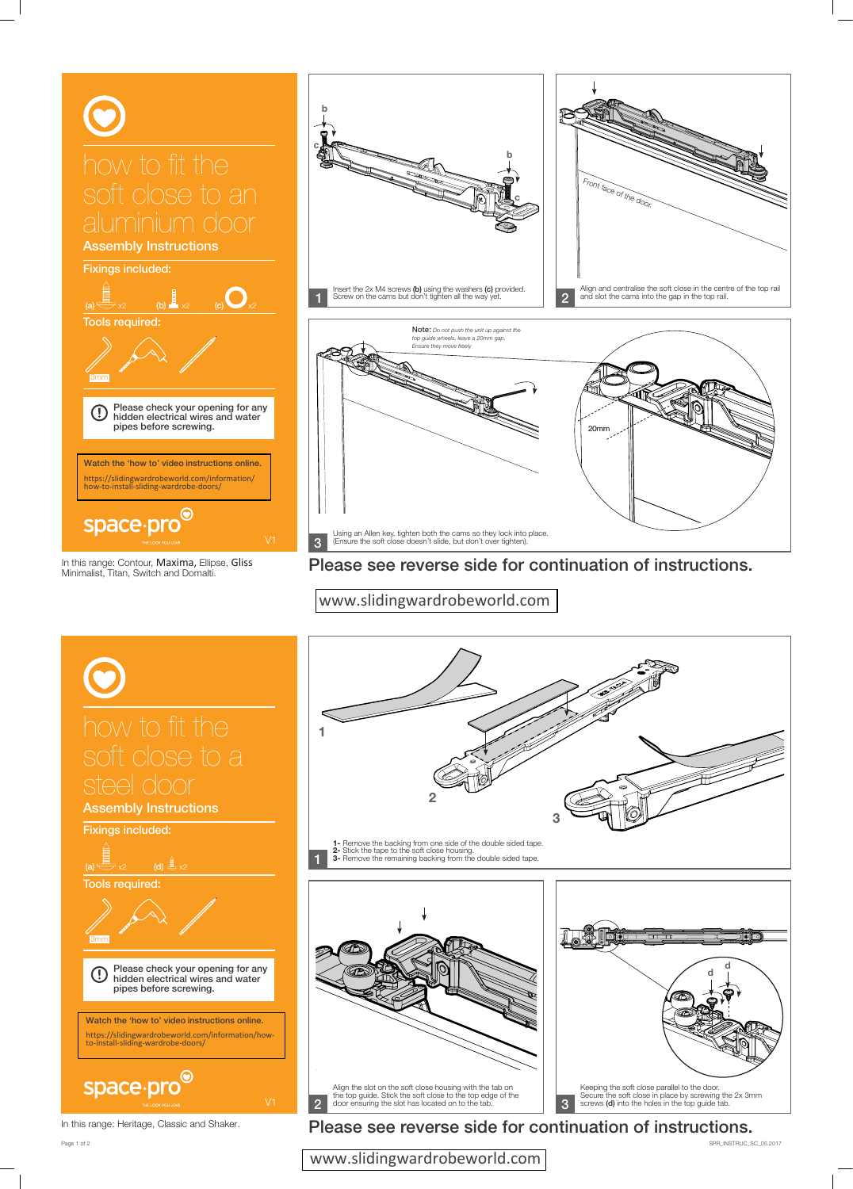# how to fit the soft close to an aluminium door

## Assembly Instructions

**Fixings included:**

(a) x2 (b) x2 (c) x2

**Tools required:**

3mm

Please check your opening for any hidden electrical wires and water pipes before screwing.

Watch the 'how to' video instructions online.
https://slidingwardrobeworld.com/information/how-to-install-sliding-wardrobe-doors/

space·pro
THE LOOK YOU LOVE

V1

In this range: Contour, Maxima, Ellipse, Gliss Minimalist, Titan, Switch and Domalti.

1. Insert the 2x M4 screws (b) using the washers (c) provided. Screw on the cams but don't tighten all the way yet.

2. Align and centralise the soft close in the centre of the top rail and slot the cams into the gap in the top rail.

Front face of the door

**Note:** *Do not push the unit up against the top guide wheels, leave a 20mm gap. Ensure they move freely*

20mm

3. Using an Allen key, tighten both the cams so they lock into place. (Ensure the soft close doesn't slide, but don't over tighten).

Please see reverse side for continuation of instructions.

www.slidingwardrobeworld.com

# how to fit the soft close to a steel door

## Assembly Instructions

**Fixings included:**

(a) x2 (d) x2

**Tools required:**

3mm

Please check your opening for any hidden electrical wires and water pipes before screwing.

Watch the 'how to' video instructions online.
https://slidingwardrobeworld.com/information/how-to-install-sliding-wardrobe-doors/

space·pro
THE LOOK YOU LOVE

V1

In this range: Heritage, Classic and Shaker.

1.
- 1- Remove the backing from one side of the double sided tape.
- 2- Stick the tape to the soft close housing.
- 3- Remove the remaining backing from the double sided tape.

2. Align the slot on the soft close housing with the tab on the top guide. Stick the soft close to the top edge of the door ensuring the slot has located on to the tab.

3. Keeping the soft close parallel to the door. Secure the soft close in place by screwing the 2x 3mm screws (d) into the holes in the top guide tab.

Please see reverse side for continuation of instructions.

www.slidingwardrobeworld.com

SPR_INSTRUC_SC_05.2017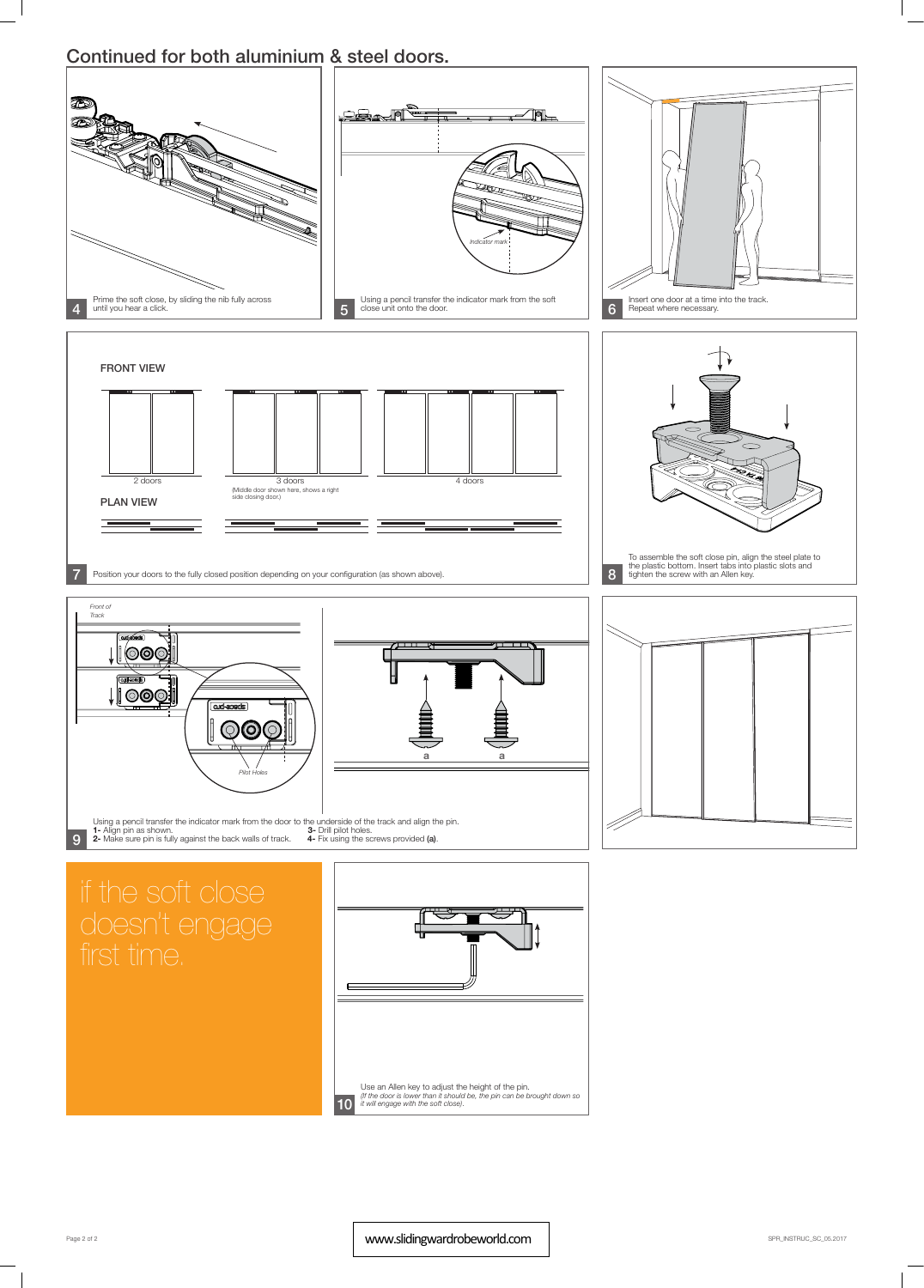# Continued for both aluminium & steel doors.

**4** Prime the soft close, by sliding the nib fully across until you hear a click.

Indicator mark

**5** Using a pencil transfer the indicator mark from the soft close unit onto the door.

**6** Insert one door at a time into the track. Repeat where necessary.

FRONT VIEW

2 doors

3 doors
(Middle door shown here, shows a right side closing door.)

4 doors

PLAN VIEW

**7** Position your doors to the fully closed position depending on your configuration (as shown above).

**8** To assemble the soft close pin, align the steel plate to the plastic bottom. Insert tabs into plastic slots and tighten the screw with an Allen key.

*Front of Track*

Pilot Holes

a a

**9** Using a pencil transfer the indicator mark from the door to the underside of the track and align the pin.
**1-** Align pin as shown.
**2-** Make sure pin is fully against the back walls of track.
**3-** Drill pilot holes.
**4-** Fix using the screws provided **(a)**.

## if the soft close doesn't engage first time.

**10** Use an Allen key to adjust the height of the pin.
*(If the door is lower than it should be, the pin can be brought down so it will engage with the soft close).*

www.slidingwardrobeworld.com

SPR_INSTRUC_SC_05.2017